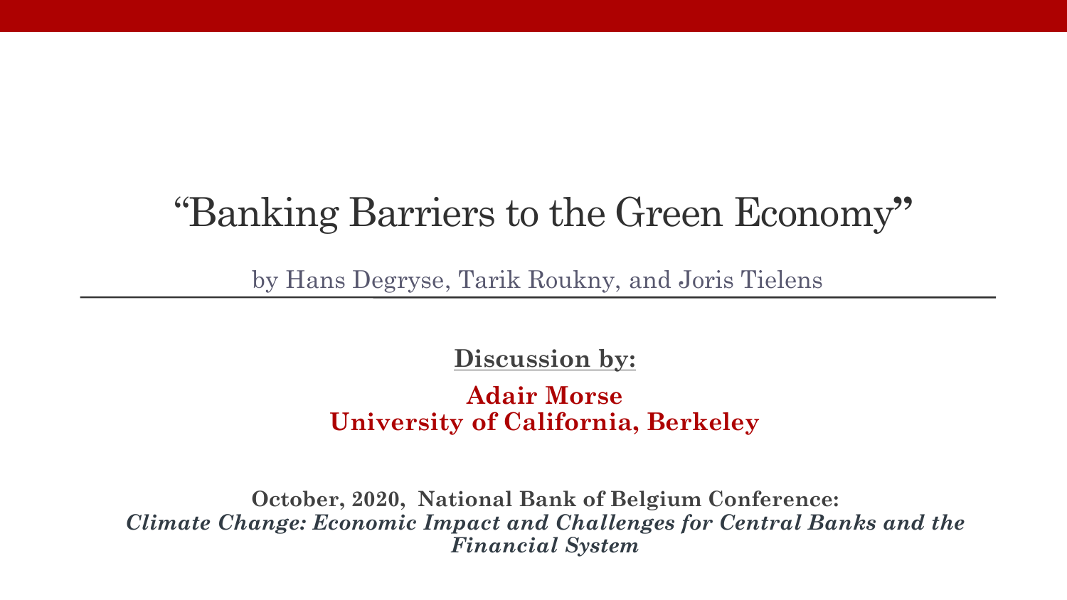# "Banking Barriers to the Green Economy"

by Hans Degryse, Tarik Roukny, and Joris Tielens

**Discussion by:**

**Adair Morse**
**University of California, Berkeley**

**October, 2020, National Bank of Belgium Conference:**
***Climate Change: Economic Impact and Challenges for Central Banks and the Financial System***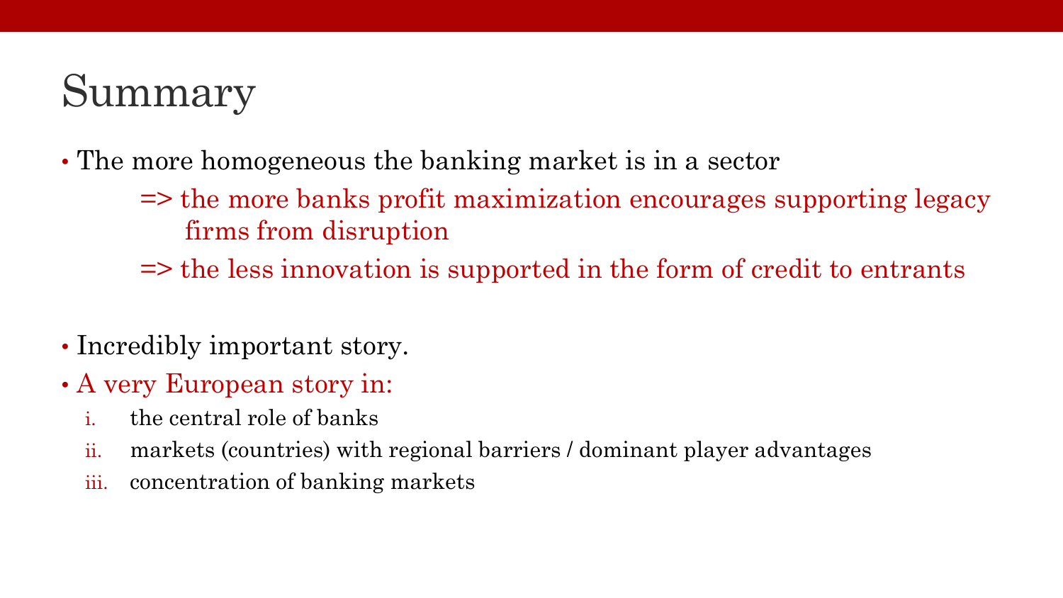# Summary

- The more homogeneous the banking market is in a sector
  - => the more banks profit maximization encourages supporting legacy firms from disruption
  - => the less innovation is supported in the form of credit to entrants

- Incredibly important story.
- A very European story in:
  1. the central role of banks
  2. markets (countries) with regional barriers / dominant player advantages
  3. concentration of banking markets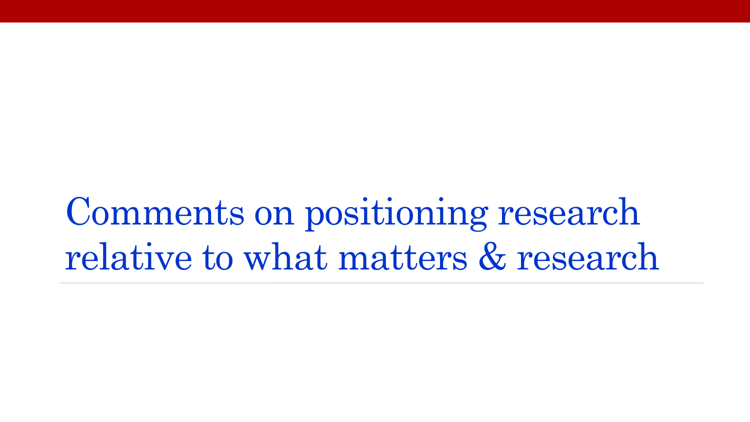# Comments on positioning research relative to what matters & research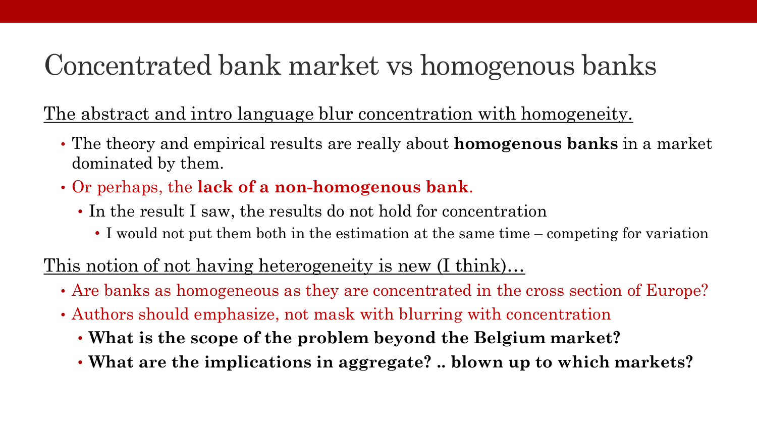# Concentrated bank market vs homogenous banks

The abstract and intro language blur concentration with homogeneity.

- The theory and empirical results are really about **homogenous banks** in a market dominated by them.
- Or perhaps, the **lack of a non-homogenous bank**.
  - In the result I saw, the results do not hold for concentration
    - I would not put them both in the estimation at the same time – competing for variation

This notion of not having heterogeneity is new (I think)…

- Are banks as homogeneous as they are concentrated in the cross section of Europe?
- Authors should emphasize, not mask with blurring with concentration
  - **What is the scope of the problem beyond the Belgium market?**
  - **What are the implications in aggregate? .. blown up to which markets?**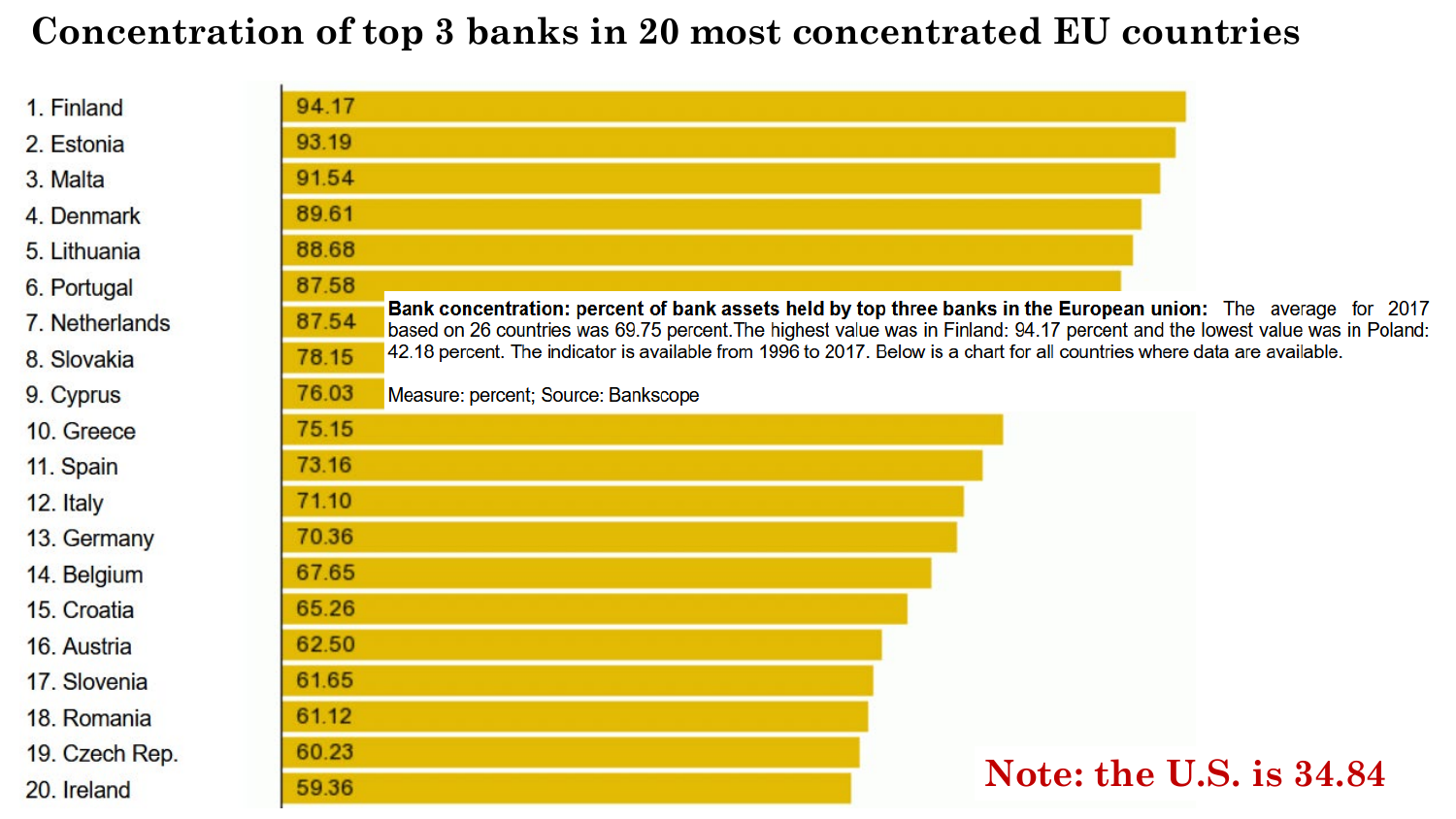# Concentration of top 3 banks in 20 most concentrated EU countries

| Country | Percent |
|---|---|
| 1. Finland | 94.17 |
| 2. Estonia | 93.19 |
| 3. Malta | 91.54 |
| 4. Denmark | 89.61 |
| 5. Lithuania | 88.68 |
| 6. Portugal | 87.58 |
| 7. Netherlands | 87.54 |
| 8. Slovakia | 78.15 |
| 9. Cyprus | 76.03 |
| 10. Greece | 75.15 |
| 11. Spain | 73.16 |
| 12. Italy | 71.10 |
| 13. Germany | 70.36 |
| 14. Belgium | 67.65 |
| 15. Croatia | 65.26 |
| 16. Austria | 62.50 |
| 17. Slovenia | 61.65 |
| 18. Romania | 61.12 |
| 19. Czech Rep. | 60.23 |
| 20. Ireland | 59.36 |

**Bank concentration: percent of bank assets held by top three banks in the European union:** The average for 2017 based on 26 countries was 69.75 percent. The highest value was in Finland: 94.17 percent and the lowest value was in Poland: 42.18 percent. The indicator is available from 1996 to 2017. Below is a chart for all countries where data are available.

Measure: percent; Source: Bankscope

**Note: the U.S. is 34.84**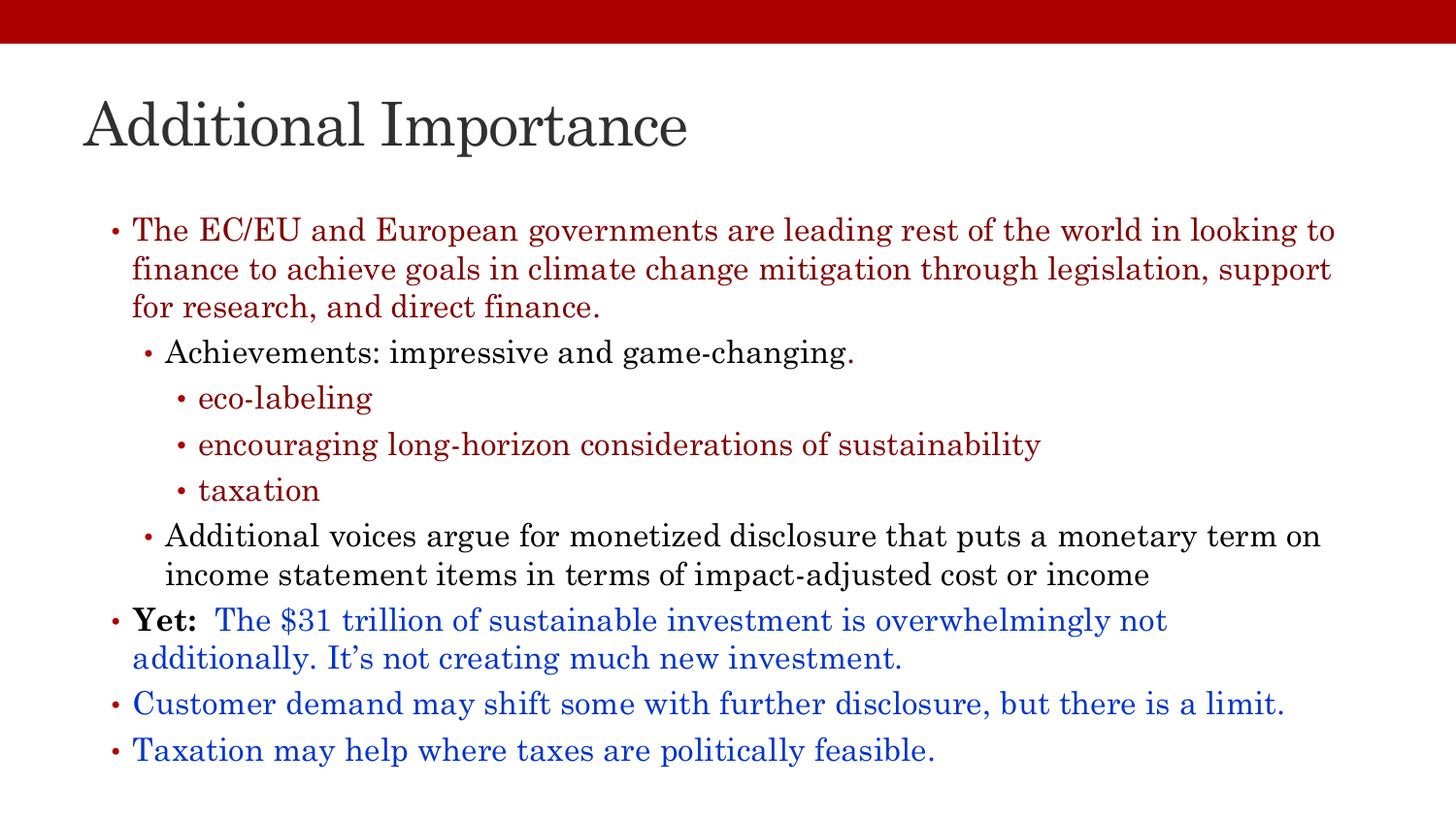# Additional Importance

- The EC/EU and European governments are leading rest of the world in looking to finance to achieve goals in climate change mitigation through legislation, support for research, and direct finance.
  - Achievements: impressive and game-changing.
    - eco-labeling
    - encouraging long-horizon considerations of sustainability
    - taxation
  - Additional voices argue for monetized disclosure that puts a monetary term on income statement items in terms of impact-adjusted cost or income
- **Yet:** The $31 trillion of sustainable investment is overwhelmingly not additionally. It's not creating much new investment.
- Customer demand may shift some with further disclosure, but there is a limit.
- Taxation may help where taxes are politically feasible.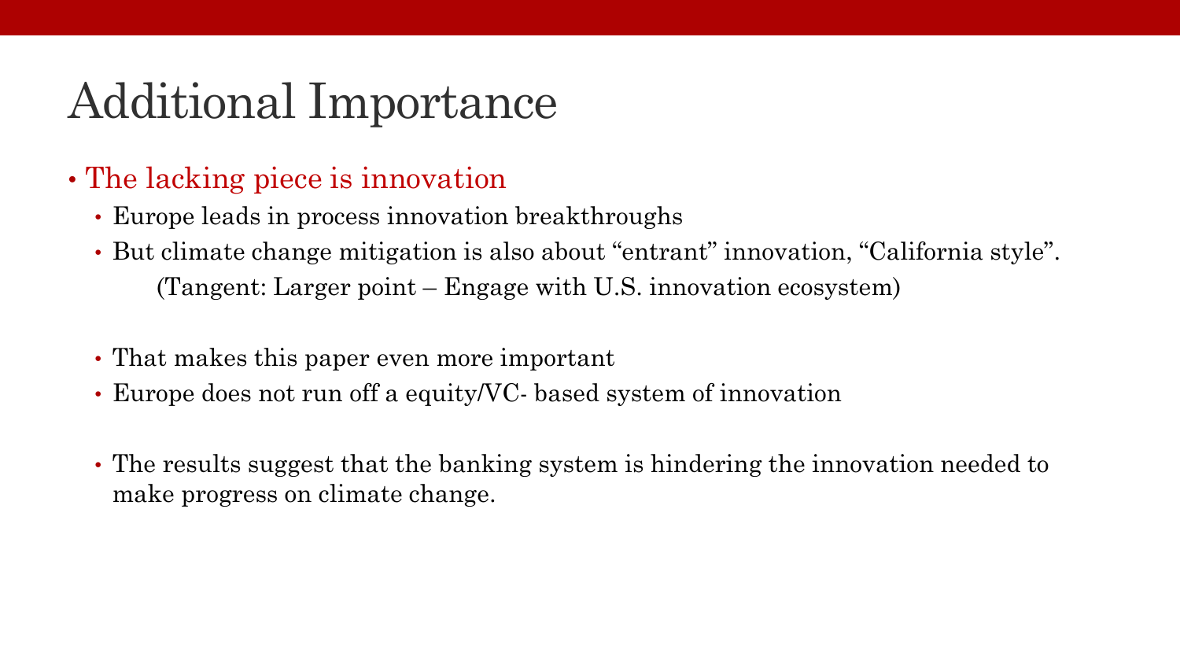# Additional Importance

- The lacking piece is innovation
  - Europe leads in process innovation breakthroughs
  - But climate change mitigation is also about “entrant” innovation, “California style”.

    (Tangent: Larger point – Engage with U.S. innovation ecosystem)

  - That makes this paper even more important
  - Europe does not run off a equity/VC- based system of innovation

  - The results suggest that the banking system is hindering the innovation needed to make progress on climate change.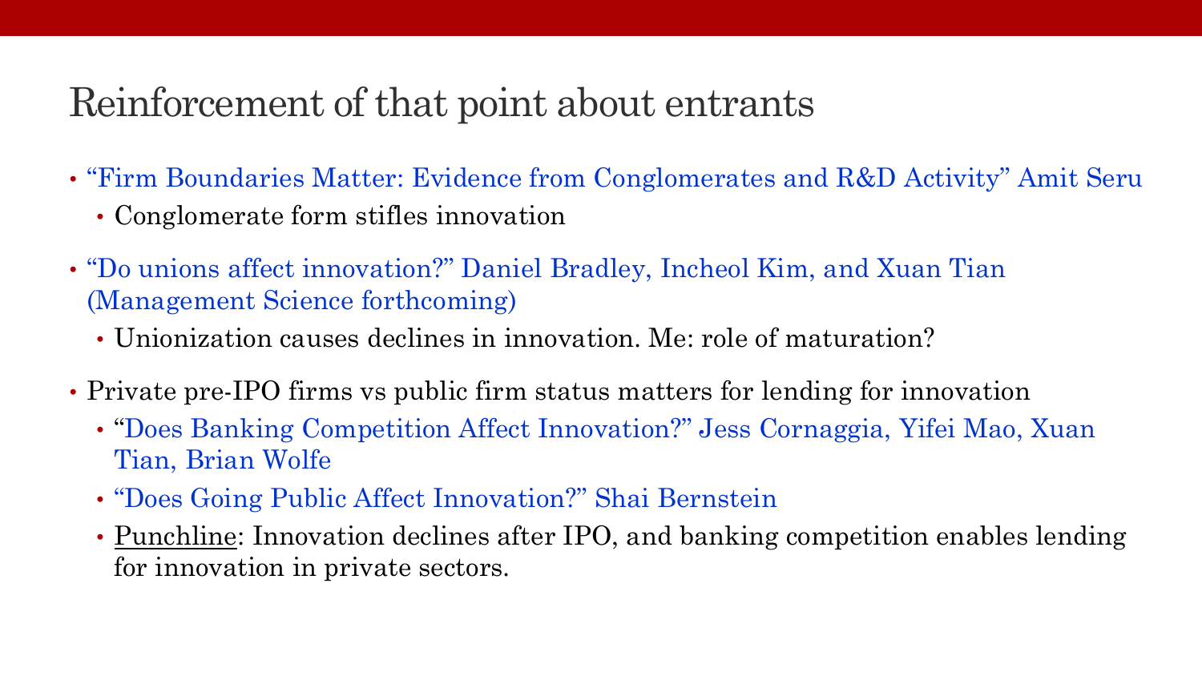# Reinforcement of that point about entrants

- "Firm Boundaries Matter: Evidence from Conglomerates and R&D Activity" Amit Seru
  - Conglomerate form stifles innovation
- "Do unions affect innovation?" Daniel Bradley, Incheol Kim, and Xuan Tian (Management Science forthcoming)
  - Unionization causes declines in innovation. Me: role of maturation?
- Private pre-IPO firms vs public firm status matters for lending for innovation
  - "Does Banking Competition Affect Innovation?" Jess Cornaggia, Yifei Mao, Xuan Tian, Brian Wolfe
  - "Does Going Public Affect Innovation?" Shai Bernstein
  - <u>Punchline</u>: Innovation declines after IPO, and banking competition enables lending for innovation in private sectors.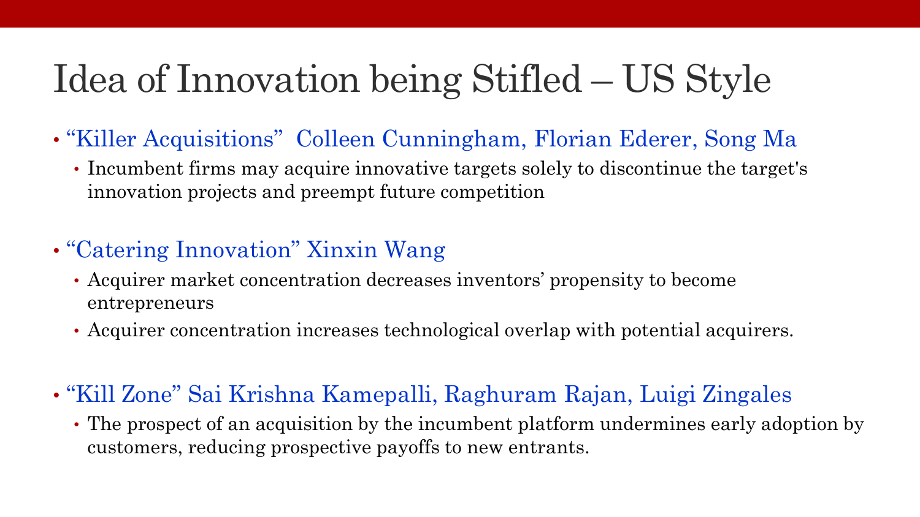# Idea of Innovation being Stifled – US Style

- "Killer Acquisitions" Colleen Cunningham, Florian Ederer, Song Ma
  - Incumbent firms may acquire innovative targets solely to discontinue the target's innovation projects and preempt future competition
- "Catering Innovation" Xinxin Wang
  - Acquirer market concentration decreases inventors' propensity to become entrepreneurs
  - Acquirer concentration increases technological overlap with potential acquirers.
- "Kill Zone" Sai Krishna Kamepalli, Raghuram Rajan, Luigi Zingales
  - The prospect of an acquisition by the incumbent platform undermines early adoption by customers, reducing prospective payoffs to new entrants.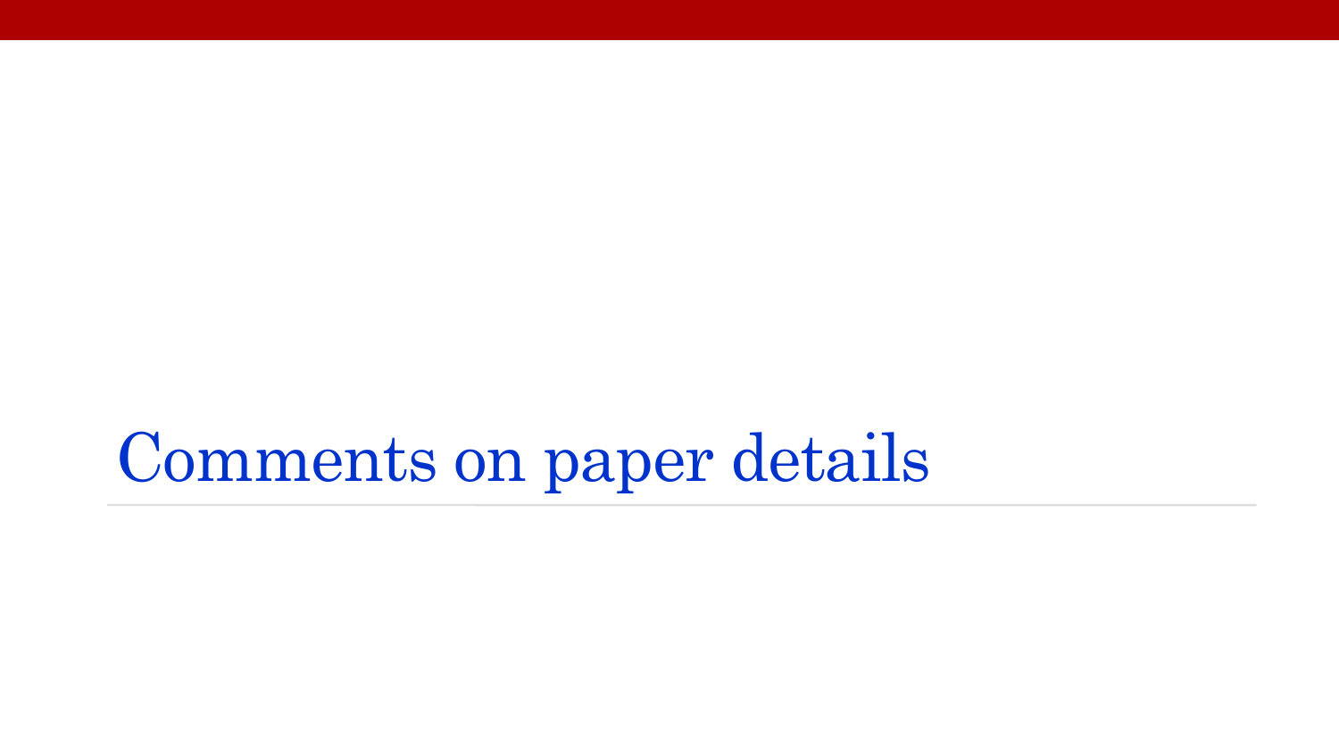# Comments on paper details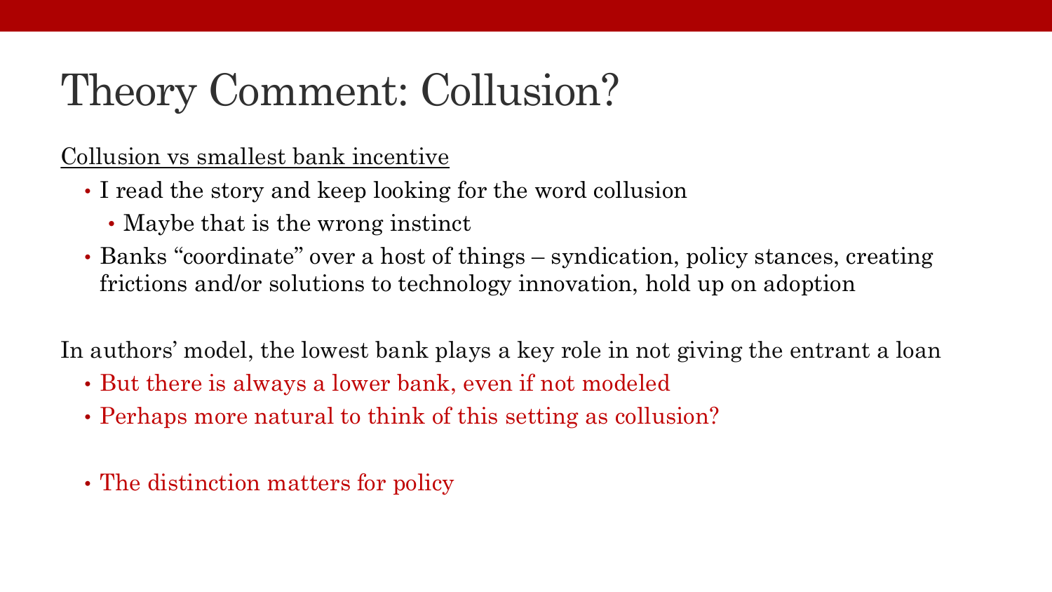# Theory Comment: Collusion?

<u>Collusion vs smallest bank incentive</u>

- I read the story and keep looking for the word collusion
  - Maybe that is the wrong instinct
- Banks "coordinate" over a host of things – syndication, policy stances, creating frictions and/or solutions to technology innovation, hold up on adoption

In authors' model, the lowest bank plays a key role in not giving the entrant a loan

- But there is always a lower bank, even if not modeled
- Perhaps more natural to think of this setting as collusion?

- The distinction matters for policy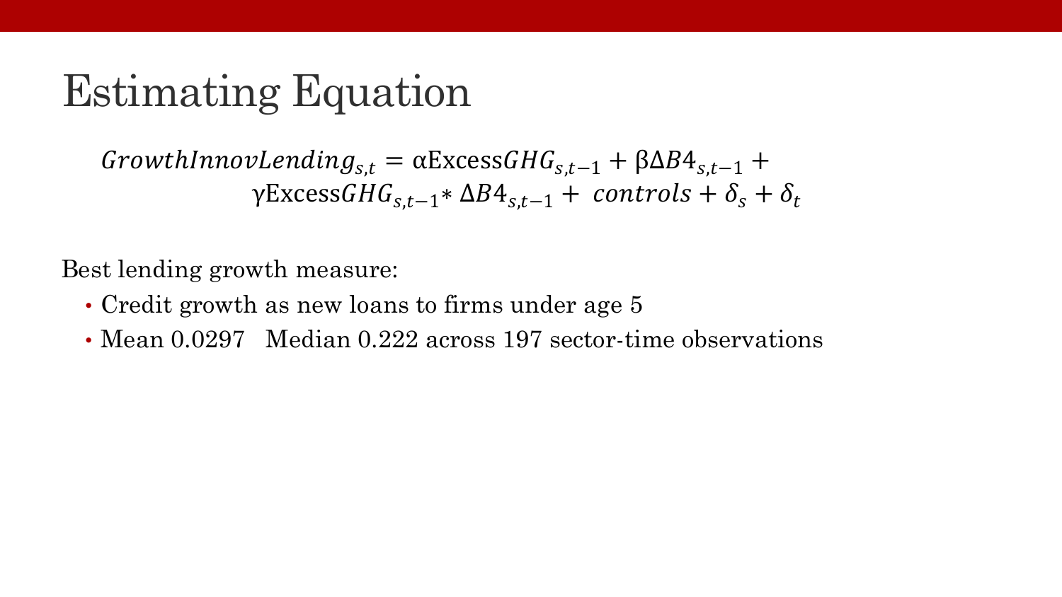# Estimating Equation

$$GrowthInnovLending_{s,t} = \alpha \text{Excess}GHG_{s,t-1} + \beta \Delta B4_{s,t-1} + \gamma \text{Excess}GHG_{s,t-1} * \Delta B4_{s,t-1} + controls + \delta_s + \delta_t$$

Best lending growth measure:

- Credit growth as new loans to firms under age 5
- Mean 0.0297   Median 0.222 across 197 sector-time observations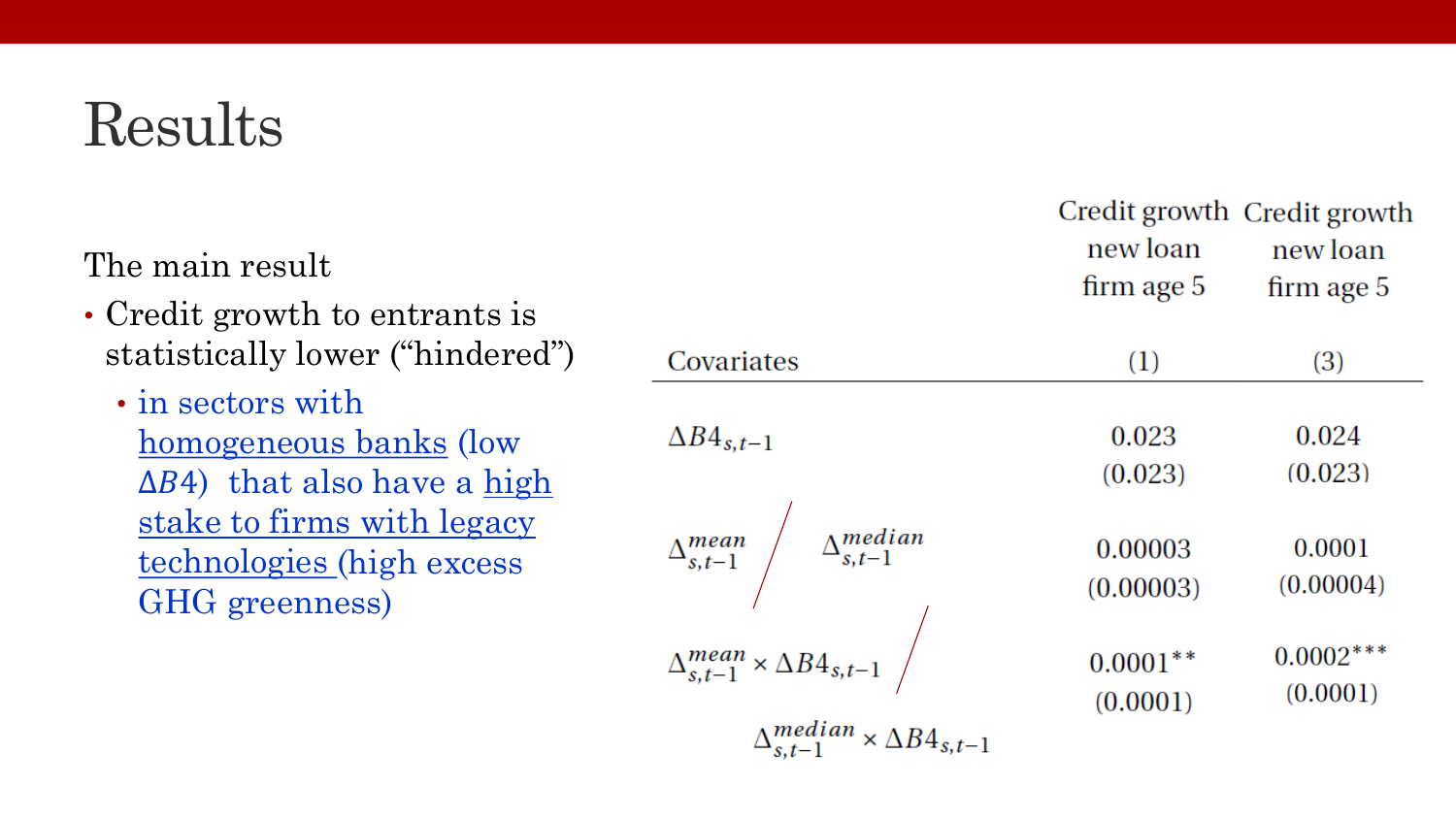# Results

The main result

- Credit growth to entrants is statistically lower ("hindered")
  - in sectors with homogeneous banks (low $\Delta B4$) that also have a high stake to firms with legacy technologies (high excess GHG greenness)

| Covariates | Credit growth new loan firm age 5 (1) | Credit growth new loan firm age 5 (3) |
|---|---|---|
| $\Delta B4_{s,t-1}$ | 0.023 | 0.024 |
| | (0.023) | (0.023) |
| $\Delta^{mean}_{s,t-1}$ / $\Delta^{median}_{s,t-1}$ | 0.00003 | 0.0001 |
| | (0.00003) | (0.00004) |
| $\Delta^{mean}_{s,t-1} \times \Delta B4_{s,t-1}$ / $\Delta^{median}_{s,t-1} \times \Delta B4_{s,t-1}$ | 0.0001** | 0.0002*** |
| | (0.0001) | (0.0001) |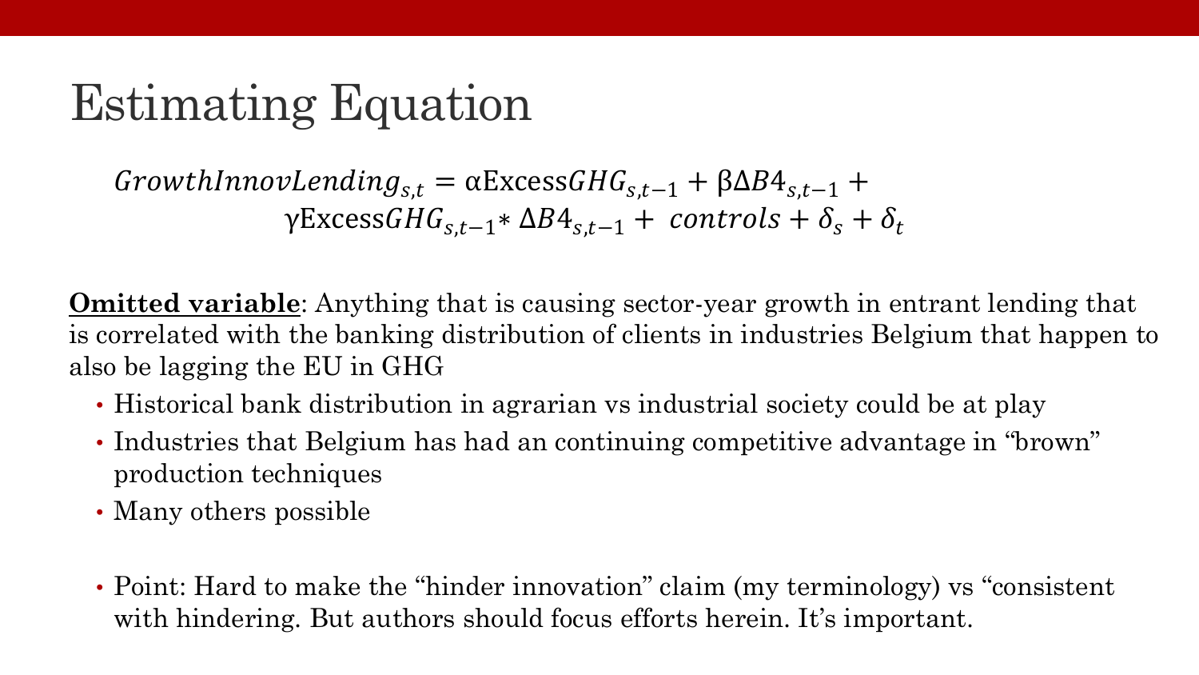# Estimating Equation

$$GrowthInnovLending_{s,t} = \alpha \text{Excess}GHG_{s,t-1} + \beta \Delta B4_{s,t-1} + \gamma \text{Excess}GHG_{s,t-1} * \Delta B4_{s,t-1} + controls + \delta_s + \delta_t$$

**Omitted variable**: Anything that is causing sector-year growth in entrant lending that is correlated with the banking distribution of clients in industries Belgium that happen to also be lagging the EU in GHG

- Historical bank distribution in agrarian vs industrial society could be at play
- Industries that Belgium has had an continuing competitive advantage in "brown" production techniques
- Many others possible

- Point: Hard to make the "hinder innovation" claim (my terminology) vs "consistent with hindering. But authors should focus efforts herein. It's important.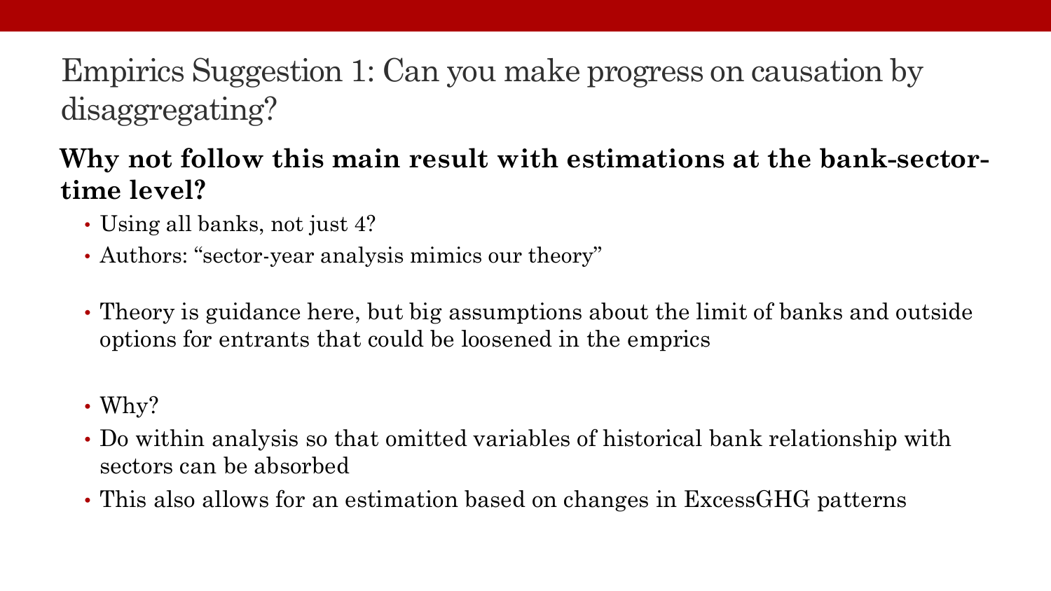# Empirics Suggestion 1: Can you make progress on causation by disaggregating?

**Why not follow this main result with estimations at the bank-sector-time level?**

- Using all banks, not just 4?
- Authors: "sector-year analysis mimics our theory"

- Theory is guidance here, but big assumptions about the limit of banks and outside options for entrants that could be loosened in the emprics

- Why?
- Do within analysis so that omitted variables of historical bank relationship with sectors can be absorbed
- This also allows for an estimation based on changes in ExcessGHG patterns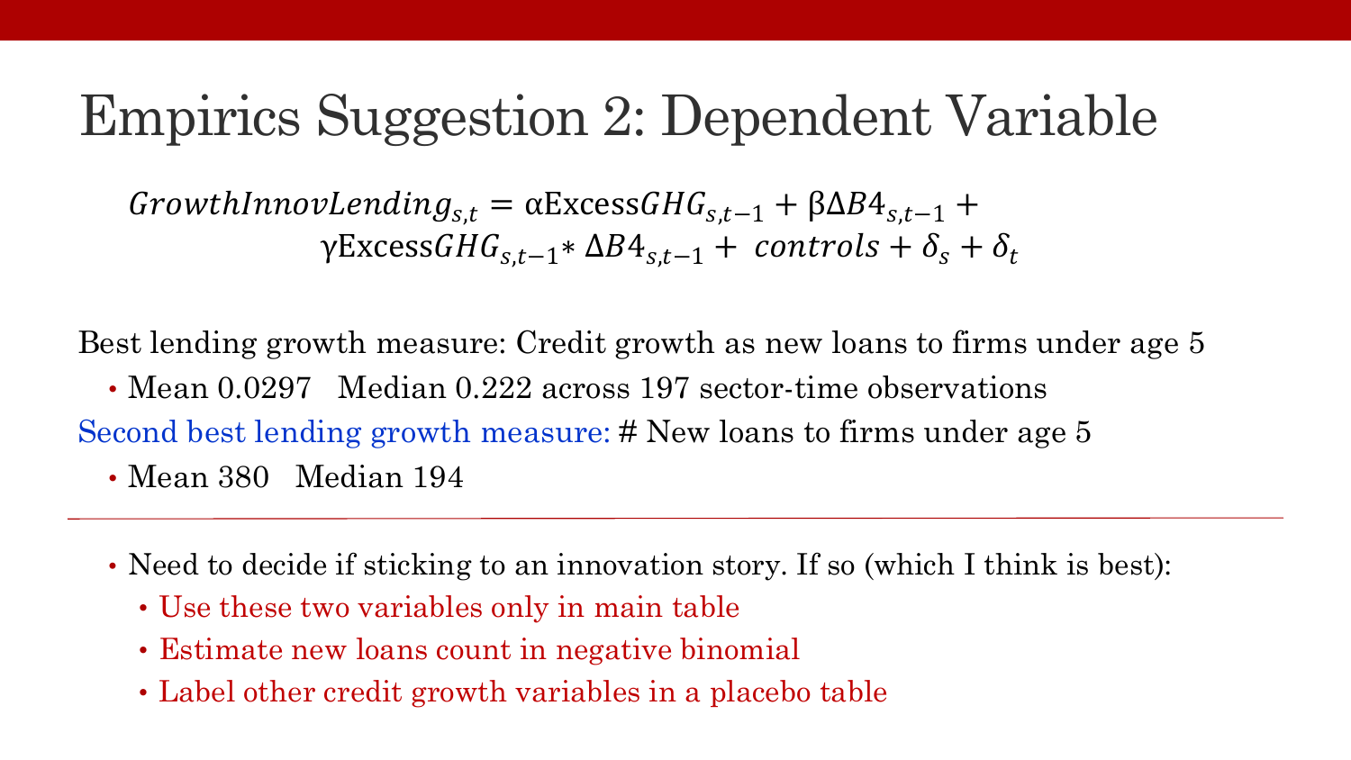# Empirics Suggestion 2: Dependent Variable

$$GrowthInnovLending_{s,t} = \alpha \text{Excess}GHG_{s,t-1} + \beta \Delta B4_{s,t-1} + \gamma \text{Excess}GHG_{s,t-1} * \Delta B4_{s,t-1} + controls + \delta_s + \delta_t$$

Best lending growth measure: Credit growth as new loans to firms under age 5

- Mean 0.0297   Median 0.222 across 197 sector-time observations

Second best lending growth measure: # New loans to firms under age 5

- Mean 380   Median 194

---

- Need to decide if sticking to an innovation story. If so (which I think is best):
  - Use these two variables only in main table
  - Estimate new loans count in negative binomial
  - Label other credit growth variables in a placebo table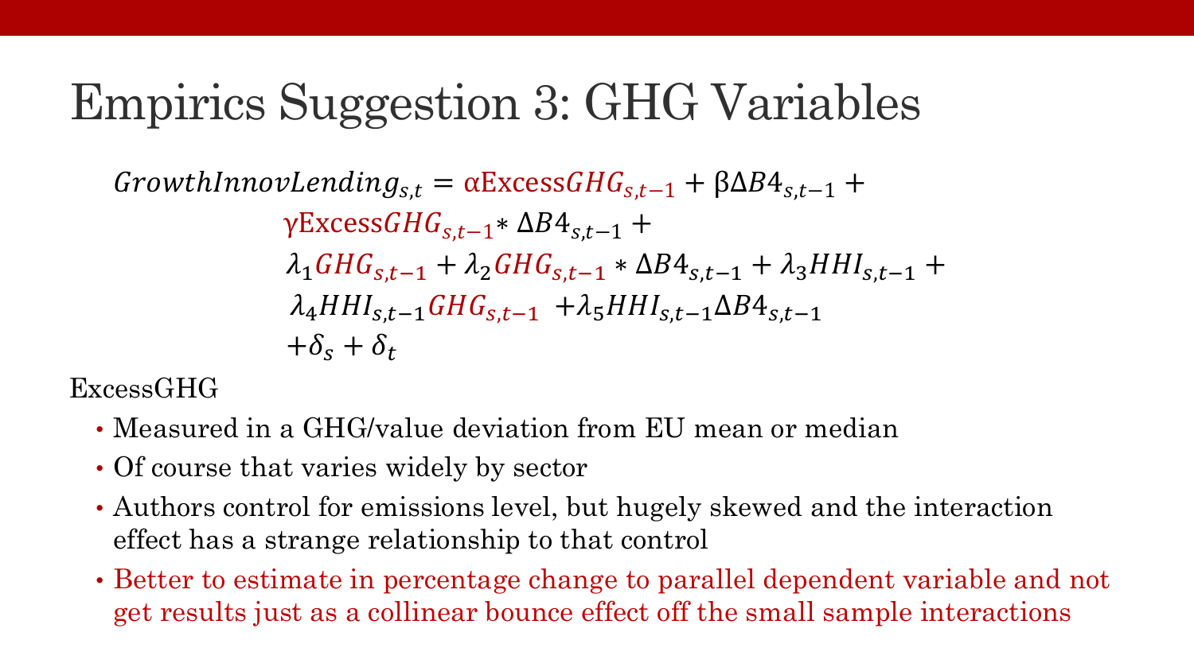# Empirics Suggestion 3: GHG Variables

$$
\begin{aligned}
GrowthInnovLending_{s,t} = {} & \alpha \text{Excess}GHG_{s,t-1} + \beta \Delta B4_{s,t-1} + \\
& \gamma \text{Excess}GHG_{s,t-1} * \Delta B4_{s,t-1} + \\
& \lambda_1 GHG_{s,t-1} + \lambda_2 GHG_{s,t-1} * \Delta B4_{s,t-1} + \lambda_3 HHI_{s,t-1} + \\
& \lambda_4 HHI_{s,t-1} GHG_{s,t-1} + \lambda_5 HHI_{s,t-1} \Delta B4_{s,t-1} \\
& + \delta_s + \delta_t
\end{aligned}
$$

ExcessGHG

- Measured in a GHG/value deviation from EU mean or median
- Of course that varies widely by sector
- Authors control for emissions level, but hugely skewed and the interaction effect has a strange relationship to that control
- Better to estimate in percentage change to parallel dependent variable and not get results just as a collinear bounce effect off the small sample interactions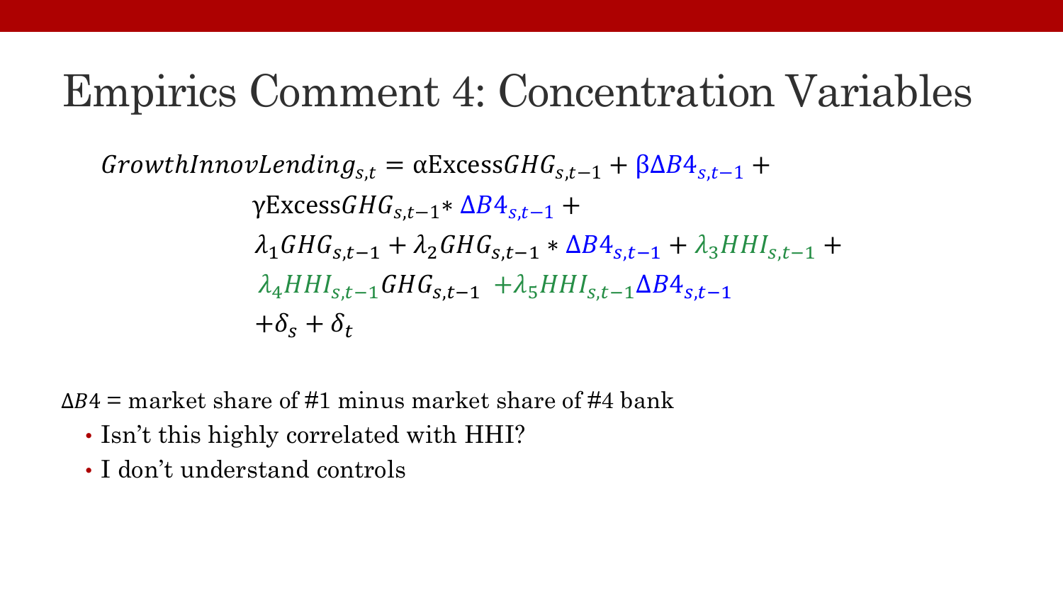# Empirics Comment 4: Concentration Variables

$$
\begin{aligned}
GrowthInnovLending_{s,t} = {} & \alpha \text{Excess}GHG_{s,t-1} + \beta \Delta B4_{s,t-1} + \\
& \gamma \text{Excess}GHG_{s,t-1} * \Delta B4_{s,t-1} + \\
& \lambda_1 GHG_{s,t-1} + \lambda_2 GHG_{s,t-1} * \Delta B4_{s,t-1} + \lambda_3 HHI_{s,t-1} + \\
& \lambda_4 HHI_{s,t-1} GHG_{s,t-1} + \lambda_5 HHI_{s,t-1} \Delta B4_{s,t-1} \\
& + \delta_s + \delta_t
\end{aligned}
$$

$\Delta B4$ = market share of #1 minus market share of #4 bank

- Isn't this highly correlated with HHI?
- I don't understand controls